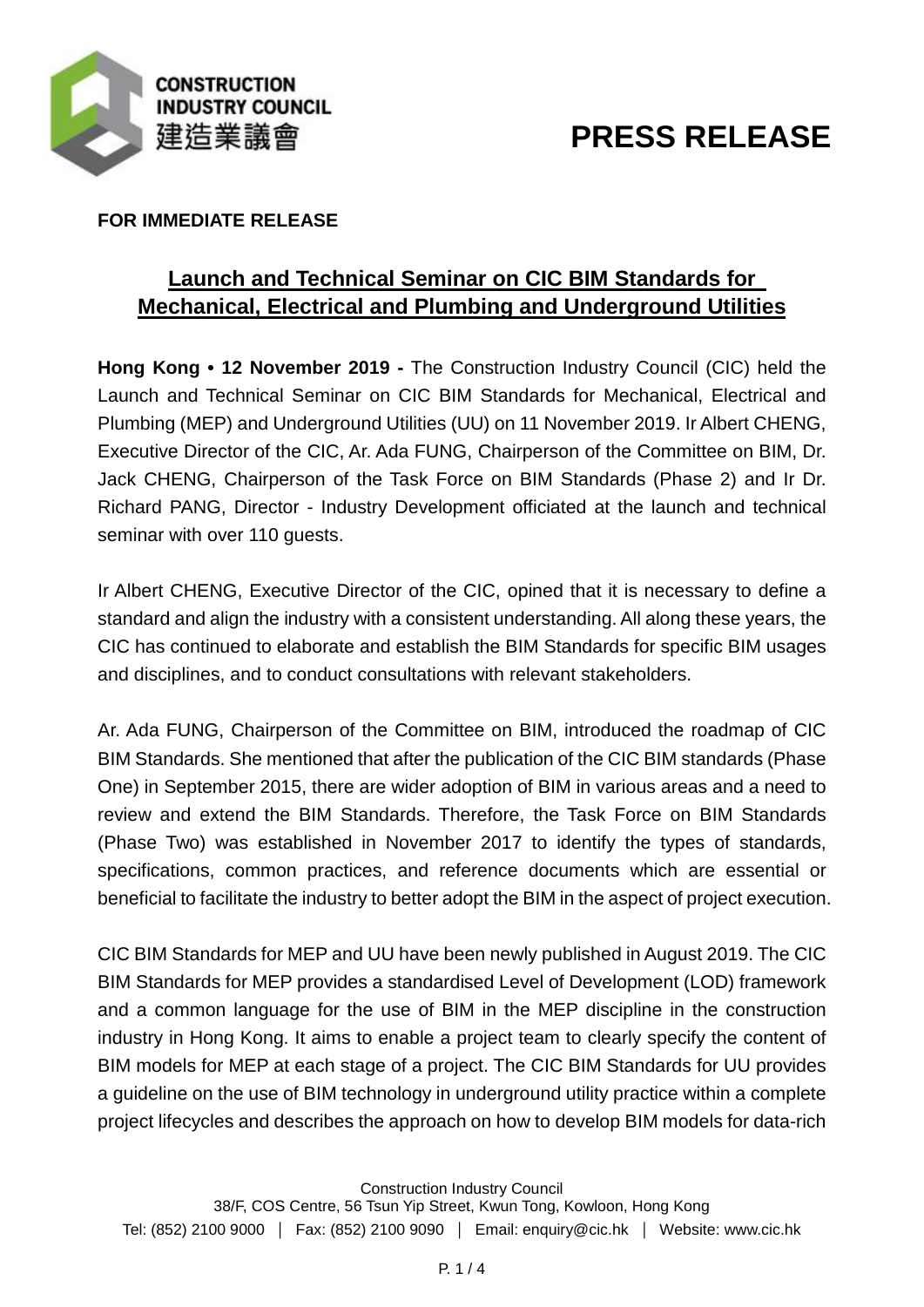**CONSTRUCTION INDUSTRY COUNCIL**
**建造業議會**

# PRESS RELEASE

**FOR IMMEDIATE RELEASE**

## Launch and Technical Seminar on CIC BIM Standards for Mechanical, Electrical and Plumbing and Underground Utilities

**Hong Kong • 12 November 2019 -** The Construction Industry Council (CIC) held the Launch and Technical Seminar on CIC BIM Standards for Mechanical, Electrical and Plumbing (MEP) and Underground Utilities (UU) on 11 November 2019. Ir Albert CHENG, Executive Director of the CIC, Ar. Ada FUNG, Chairperson of the Committee on BIM, Dr. Jack CHENG, Chairperson of the Task Force on BIM Standards (Phase 2) and Ir Dr. Richard PANG, Director - Industry Development officiated at the launch and technical seminar with over 110 guests.

Ir Albert CHENG, Executive Director of the CIC, opined that it is necessary to define a standard and align the industry with a consistent understanding. All along these years, the CIC has continued to elaborate and establish the BIM Standards for specific BIM usages and disciplines, and to conduct consultations with relevant stakeholders.

Ar. Ada FUNG, Chairperson of the Committee on BIM, introduced the roadmap of CIC BIM Standards. She mentioned that after the publication of the CIC BIM standards (Phase One) in September 2015, there are wider adoption of BIM in various areas and a need to review and extend the BIM Standards. Therefore, the Task Force on BIM Standards (Phase Two) was established in November 2017 to identify the types of standards, specifications, common practices, and reference documents which are essential or beneficial to facilitate the industry to better adopt the BIM in the aspect of project execution.

CIC BIM Standards for MEP and UU have been newly published in August 2019. The CIC BIM Standards for MEP provides a standardised Level of Development (LOD) framework and a common language for the use of BIM in the MEP discipline in the construction industry in Hong Kong. It aims to enable a project team to clearly specify the content of BIM models for MEP at each stage of a project. The CIC BIM Standards for UU provides a guideline on the use of BIM technology in underground utility practice within a complete project lifecycles and describes the approach on how to develop BIM models for data-rich

Construction Industry Council
38/F, COS Centre, 56 Tsun Yip Street, Kwun Tong, Kowloon, Hong Kong
Tel: (852) 2100 9000 │ Fax: (852) 2100 9090 │ Email: enquiry@cic.hk │ Website: www.cic.hk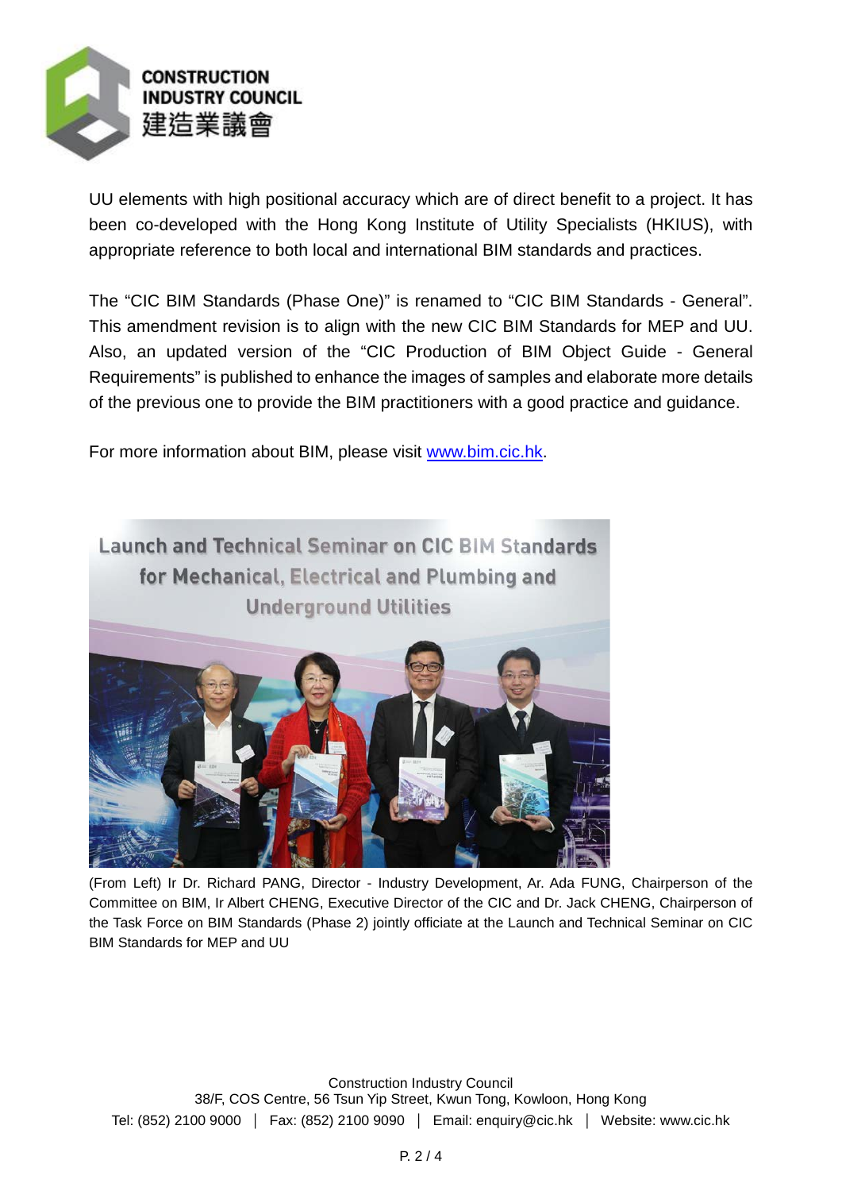UU elements with high positional accuracy which are of direct benefit to a project. It has been co-developed with the Hong Kong Institute of Utility Specialists (HKIUS), with appropriate reference to both local and international BIM standards and practices.

The "CIC BIM Standards (Phase One)" is renamed to "CIC BIM Standards - General". This amendment revision is to align with the new CIC BIM Standards for MEP and UU. Also, an updated version of the "CIC Production of BIM Object Guide - General Requirements" is published to enhance the images of samples and elaborate more details of the previous one to provide the BIM practitioners with a good practice and guidance.

For more information about BIM, please visit www.bim.cic.hk.

(From Left) Ir Dr. Richard PANG, Director - Industry Development, Ar. Ada FUNG, Chairperson of the Committee on BIM, Ir Albert CHENG, Executive Director of the CIC and Dr. Jack CHENG, Chairperson of the Task Force on BIM Standards (Phase 2) jointly officiate at the Launch and Technical Seminar on CIC BIM Standards for MEP and UU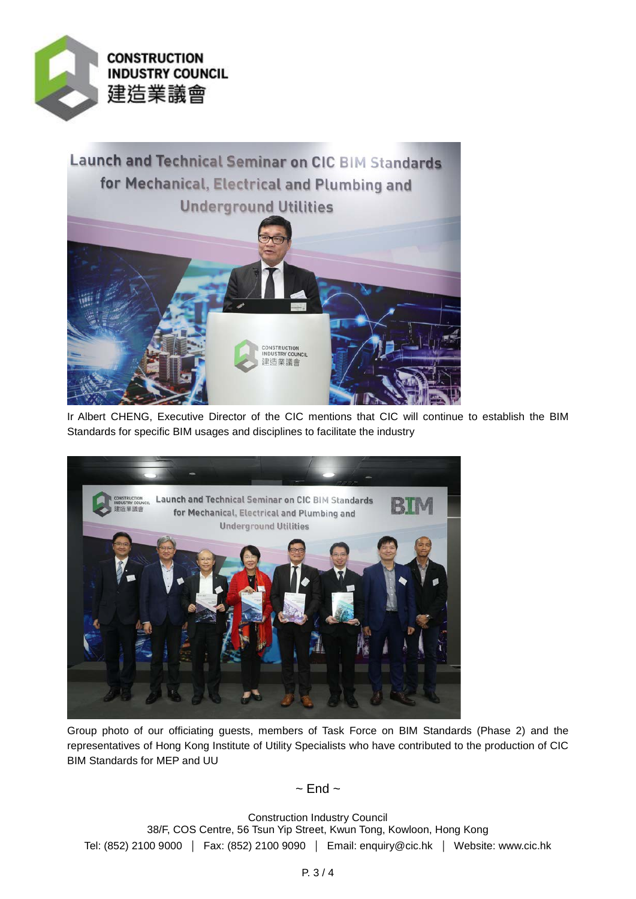Ir Albert CHENG, Executive Director of the CIC mentions that CIC will continue to establish the BIM Standards for specific BIM usages and disciplines to facilitate the industry

Group photo of our officiating guests, members of Task Force on BIM Standards (Phase 2) and the representatives of Hong Kong Institute of Utility Specialists who have contributed to the production of CIC BIM Standards for MEP and UU

~ End ~

Construction Industry Council
38/F, COS Centre, 56 Tsun Yip Street, Kwun Tong, Kowloon, Hong Kong
Tel: (852) 2100 9000 │ Fax: (852) 2100 9090 │ Email: enquiry@cic.hk │ Website: www.cic.hk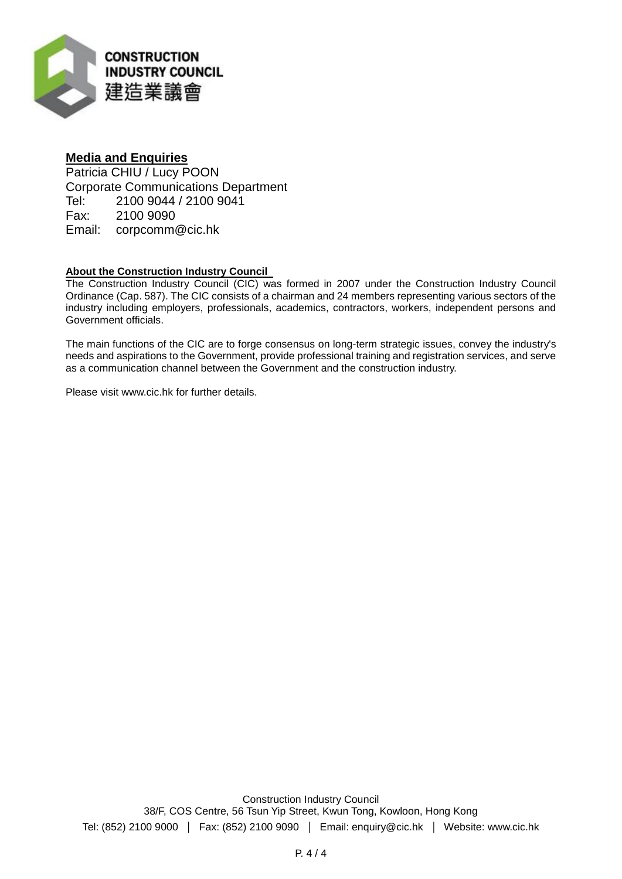**Media and Enquiries**

Patricia CHIU / Lucy POON
Corporate Communications Department
Tel: 2100 9044 / 2100 9041
Fax: 2100 9090
Email: corpcomm@cic.hk

**About the Construction Industry Council**

The Construction Industry Council (CIC) was formed in 2007 under the Construction Industry Council Ordinance (Cap. 587). The CIC consists of a chairman and 24 members representing various sectors of the industry including employers, professionals, academics, contractors, workers, independent persons and Government officials.

The main functions of the CIC are to forge consensus on long-term strategic issues, convey the industry's needs and aspirations to the Government, provide professional training and registration services, and serve as a communication channel between the Government and the construction industry.

Please visit www.cic.hk for further details.